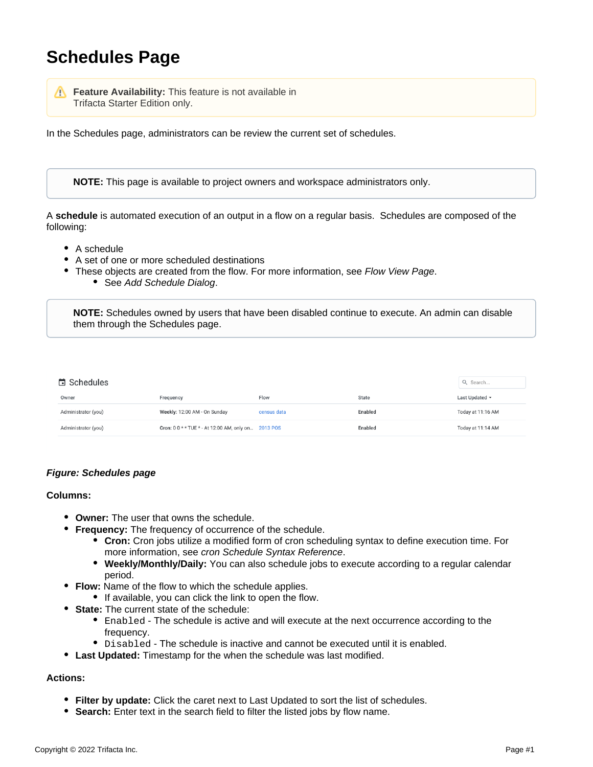# Schedules Page

> ⚠ **Feature Availability:** This feature is not available in Trifacta Starter Edition only.

In the Schedules page, administrators can be review the current set of schedules.

> **NOTE:** This page is available to project owners and workspace administrators only.

A **schedule** is automated execution of an output in a flow on a regular basis. Schedules are composed of the following:

- A schedule
- A set of one or more scheduled destinations
- These objects are created from the flow. For more information, see *Flow View Page*.
  - See *Add Schedule Dialog*.

> **NOTE:** Schedules owned by users that have been disabled continue to execute. An admin can disable them through the Schedules page.

Schedules

| Owner | Frequency | Flow | State | Last Updated |
|---|---|---|---|---|
| Administrator (you) | Weekly: 12:00 AM - On Sunday | census data | Enabled | Today at 11:16 AM |
| Administrator (you) | Cron: 0 0 * * TUE * - At 12:00 AM, only on... | 2013 POS | Enabled | Today at 11:14 AM |

***Figure: Schedules page***

**Columns:**

- **Owner:** The user that owns the schedule.
- **Frequency:** The frequency of occurrence of the schedule.
  - **Cron:** Cron jobs utilize a modified form of cron scheduling syntax to define execution time. For more information, see *cron Schedule Syntax Reference*.
  - **Weekly/Monthly/Daily:** You can also schedule jobs to execute according to a regular calendar period.
- **Flow:** Name of the flow to which the schedule applies.
  - If available, you can click the link to open the flow.
- **State:** The current state of the schedule:
  - `Enabled` - The schedule is active and will execute at the next occurrence according to the frequency.
  - `Disabled` - The schedule is inactive and cannot be executed until it is enabled.
- **Last Updated:** Timestamp for the when the schedule was last modified.

**Actions:**

- **Filter by update:** Click the caret next to Last Updated to sort the list of schedules.
- **Search:** Enter text in the search field to filter the listed jobs by flow name.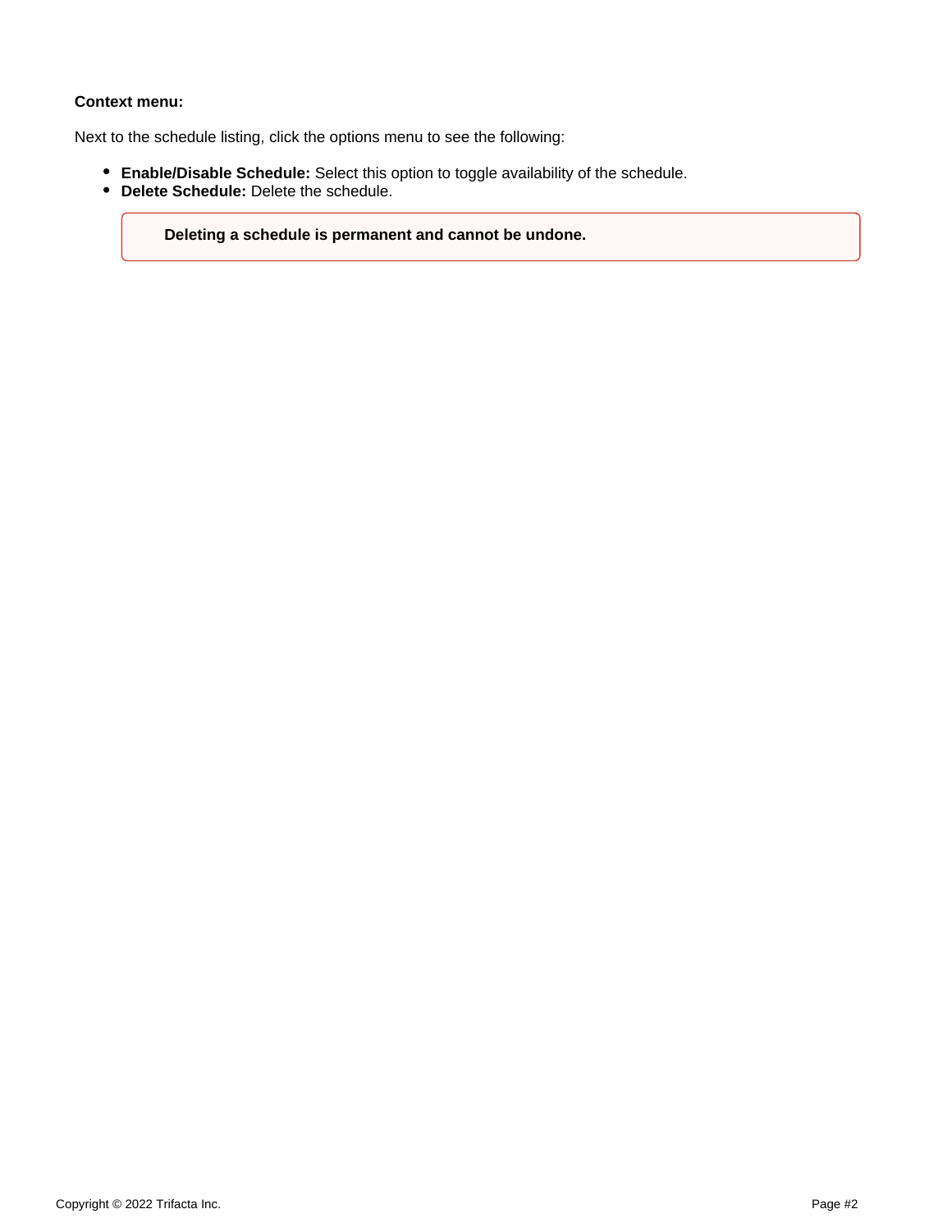**Context menu:**

Next to the schedule listing, click the options menu to see the following:

- **Enable/Disable Schedule:** Select this option to toggle availability of the schedule.
- **Delete Schedule:** Delete the schedule.

> **Deleting a schedule is permanent and cannot be undone.**